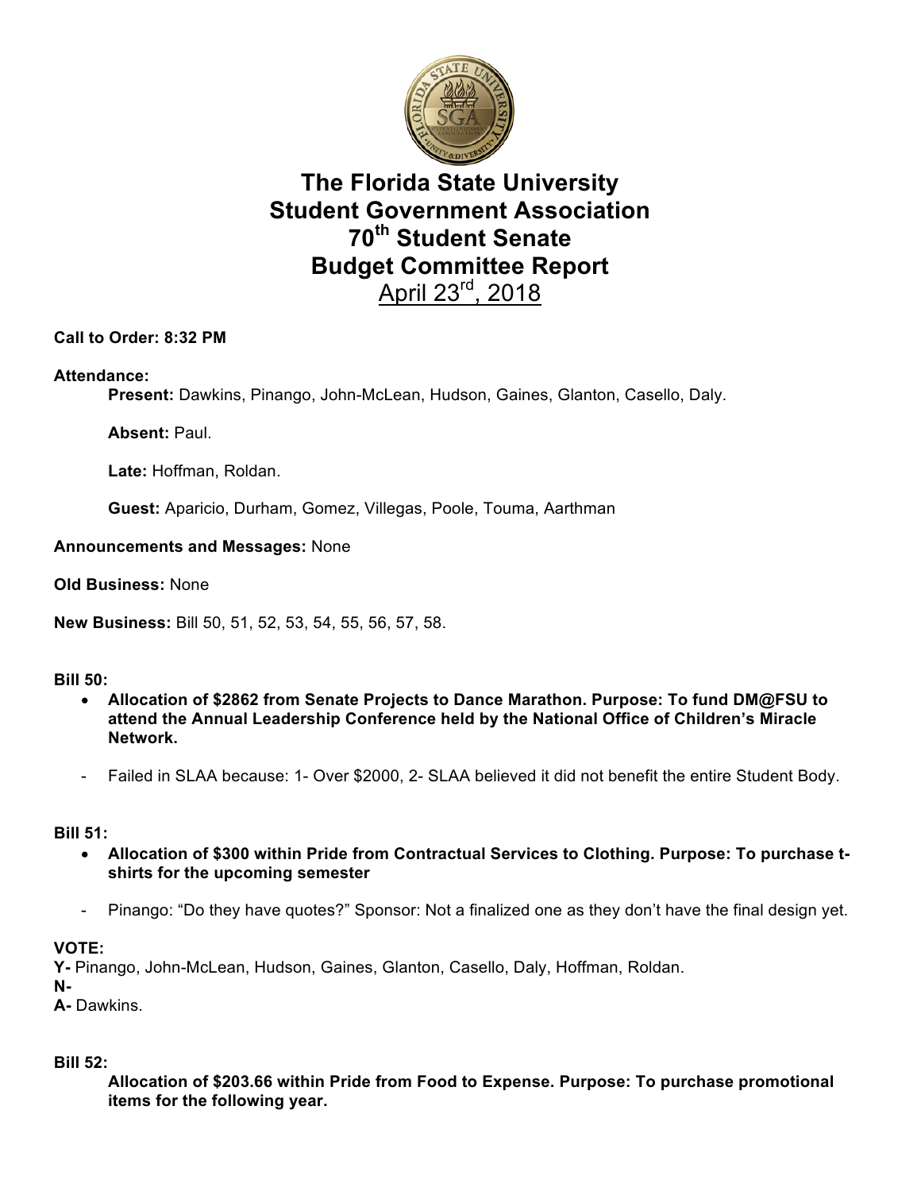# The Florida State University Student Government Association 70th Student Senate Budget Committee Report

April 23rd, 2018

**Call to Order: 8:32 PM**

**Attendance:**

**Present:** Dawkins, Pinango, John-McLean, Hudson, Gaines, Glanton, Casello, Daly.

**Absent:** Paul.

**Late:** Hoffman, Roldan.

**Guest:** Aparicio, Durham, Gomez, Villegas, Poole, Touma, Aarthman

**Announcements and Messages:** None

**Old Business:** None

**New Business:** Bill 50, 51, 52, 53, 54, 55, 56, 57, 58.

**Bill 50:**

- **Allocation of $2862 from Senate Projects to Dance Marathon. Purpose: To fund DM@FSU to attend the Annual Leadership Conference held by the National Office of Children's Miracle Network.**

- Failed in SLAA because: 1- Over $2000, 2- SLAA believed it did not benefit the entire Student Body.

**Bill 51:**

- **Allocation of $300 within Pride from Contractual Services to Clothing. Purpose: To purchase t-shirts for the upcoming semester**

- Pinango: "Do they have quotes?" Sponsor: Not a finalized one as they don't have the final design yet.

**VOTE:**

**Y-** Pinango, John-McLean, Hudson, Gaines, Glanton, Casello, Daly, Hoffman, Roldan.

**N-**

**A-** Dawkins.

**Bill 52:**

**Allocation of $203.66 within Pride from Food to Expense. Purpose: To purchase promotional items for the following year.**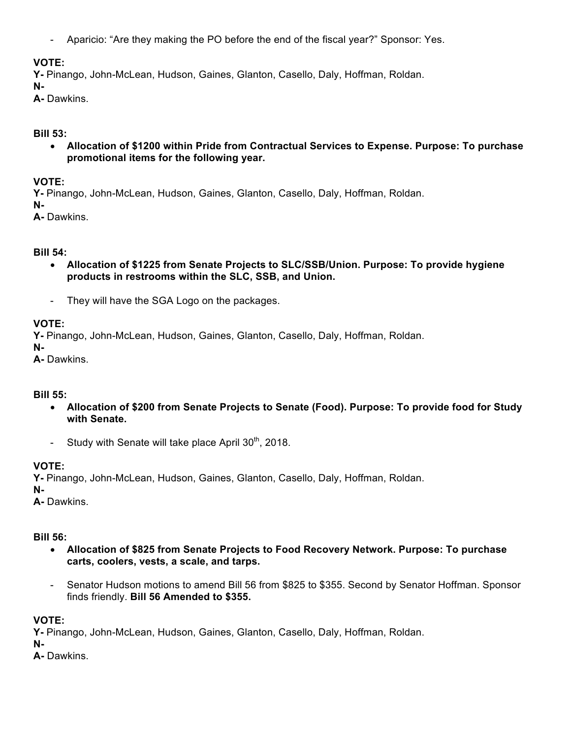- Aparicio: "Are they making the PO before the end of the fiscal year?" Sponsor: Yes.

**VOTE:**
**Y-** Pinango, John-McLean, Hudson, Gaines, Glanton, Casello, Daly, Hoffman, Roldan.
**N-**
**A-** Dawkins.

**Bill 53:**

- **Allocation of $1200 within Pride from Contractual Services to Expense. Purpose: To purchase promotional items for the following year.**

**VOTE:**
**Y-** Pinango, John-McLean, Hudson, Gaines, Glanton, Casello, Daly, Hoffman, Roldan.
**N-**
**A-** Dawkins.

**Bill 54:**

- **Allocation of $1225 from Senate Projects to SLC/SSB/Union. Purpose: To provide hygiene products in restrooms within the SLC, SSB, and Union.**

  - They will have the SGA Logo on the packages.

**VOTE:**
**Y-** Pinango, John-McLean, Hudson, Gaines, Glanton, Casello, Daly, Hoffman, Roldan.
**N-**
**A-** Dawkins.

**Bill 55:**

- **Allocation of $200 from Senate Projects to Senate (Food). Purpose: To provide food for Study with Senate.**

  - Study with Senate will take place April 30th, 2018.

**VOTE:**
**Y-** Pinango, John-McLean, Hudson, Gaines, Glanton, Casello, Daly, Hoffman, Roldan.
**N-**
**A-** Dawkins.

**Bill 56:**

- **Allocation of $825 from Senate Projects to Food Recovery Network. Purpose: To purchase carts, coolers, vests, a scale, and tarps.**

  - Senator Hudson motions to amend Bill 56 from $825 to $355. Second by Senator Hoffman. Sponsor finds friendly. **Bill 56 Amended to $355.**

**VOTE:**
**Y-** Pinango, John-McLean, Hudson, Gaines, Glanton, Casello, Daly, Hoffman, Roldan.
**N-**
**A-** Dawkins.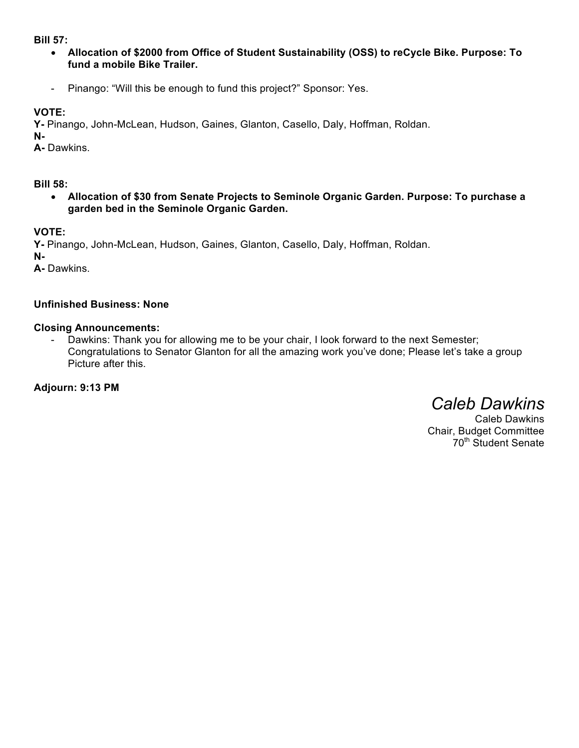**Bill 57:**

- **Allocation of $2000 from Office of Student Sustainability (OSS) to reCycle Bike. Purpose: To fund a mobile Bike Trailer.**

- Pinango: “Will this be enough to fund this project?” Sponsor: Yes.

**VOTE:**
**Y-** Pinango, John-McLean, Hudson, Gaines, Glanton, Casello, Daly, Hoffman, Roldan.
**N-**
**A-** Dawkins.

**Bill 58:**

- **Allocation of $30 from Senate Projects to Seminole Organic Garden. Purpose: To purchase a garden bed in the Seminole Organic Garden.**

**VOTE:**
**Y-** Pinango, John-McLean, Hudson, Gaines, Glanton, Casello, Daly, Hoffman, Roldan.
**N-**
**A-** Dawkins.

**Unfinished Business: None**

**Closing Announcements:**

- Dawkins: Thank you for allowing me to be your chair, I look forward to the next Semester; Congratulations to Senator Glanton for all the amazing work you’ve done; Please let’s take a group Picture after this.

**Adjourn: 9:13 PM**

*Caleb Dawkins*
Caleb Dawkins
Chair, Budget Committee
70th Student Senate